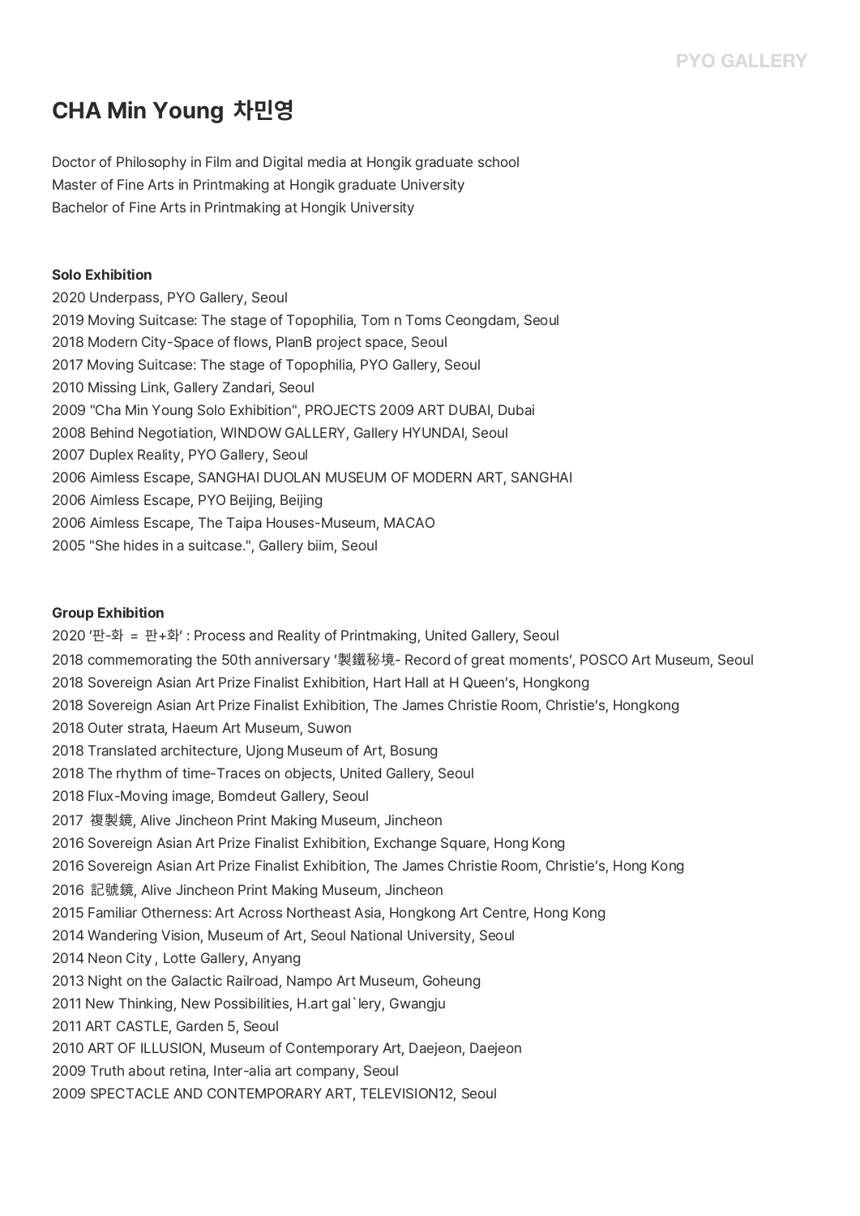# CHA Min Young 차민영

Doctor of Philosophy in Film and Digital media at Hongik graduate school
Master of Fine Arts in Printmaking at Hongik graduate University
Bachelor of Fine Arts in Printmaking at Hongik University

**Solo Exhibition**

2020 Underpass, PYO Gallery, Seoul
2019 Moving Suitcase: The stage of Topophilia, Tom n Toms Ceongdam, Seoul
2018 Modern City-Space of flows, PlanB project space, Seoul
2017 Moving Suitcase: The stage of Topophilia, PYO Gallery, Seoul
2010 Missing Link, Gallery Zandari, Seoul
2009 "Cha Min Young Solo Exhibition", PROJECTS 2009 ART DUBAI, Dubai
2008 Behind Negotiation, WINDOW GALLERY, Gallery HYUNDAI, Seoul
2007 Duplex Reality, PYO Gallery, Seoul
2006 Aimless Escape, SANGHAI DUOLAN MUSEUM OF MODERN ART, SANGHAI
2006 Aimless Escape, PYO Beijing, Beijing
2006 Aimless Escape, The Taipa Houses-Museum, MACAO
2005 "She hides in a suitcase.", Gallery biim, Seoul

**Group Exhibition**

2020 '판-화 = 판+화' : Process and Reality of Printmaking, United Gallery, Seoul
2018 commemorating the 50th anniversary '製鐵秘境- Record of great moments', POSCO Art Museum, Seoul
2018 Sovereign Asian Art Prize Finalist Exhibition, Hart Hall at H Queen's, Hongkong
2018 Sovereign Asian Art Prize Finalist Exhibition, The James Christie Room, Christie's, Hongkong
2018 Outer strata, Haeum Art Museum, Suwon
2018 Translated architecture, Ujong Museum of Art, Bosung
2018 The rhythm of time-Traces on objects, United Gallery, Seoul
2018 Flux-Moving image, Bomdeut Gallery, Seoul
2017 複製鏡, Alive Jincheon Print Making Museum, Jincheon
2016 Sovereign Asian Art Prize Finalist Exhibition, Exchange Square, Hong Kong
2016 Sovereign Asian Art Prize Finalist Exhibition, The James Christie Room, Christie's, Hong Kong
2016 記號鏡, Alive Jincheon Print Making Museum, Jincheon
2015 Familiar Otherness: Art Across Northeast Asia, Hongkong Art Centre, Hong Kong
2014 Wandering Vision, Museum of Art, Seoul National University, Seoul
2014 Neon City , Lotte Gallery, Anyang
2013 Night on the Galactic Railroad, Nampo Art Museum, Goheung
2011 New Thinking, New Possibilities, H.art gal`lery, Gwangju
2011 ART CASTLE, Garden 5, Seoul
2010 ART OF ILLUSION, Museum of Contemporary Art, Daejeon, Daejeon
2009 Truth about retina, Inter-alia art company, Seoul
2009 SPECTACLE AND CONTEMPORARY ART, TELEVISION12, Seoul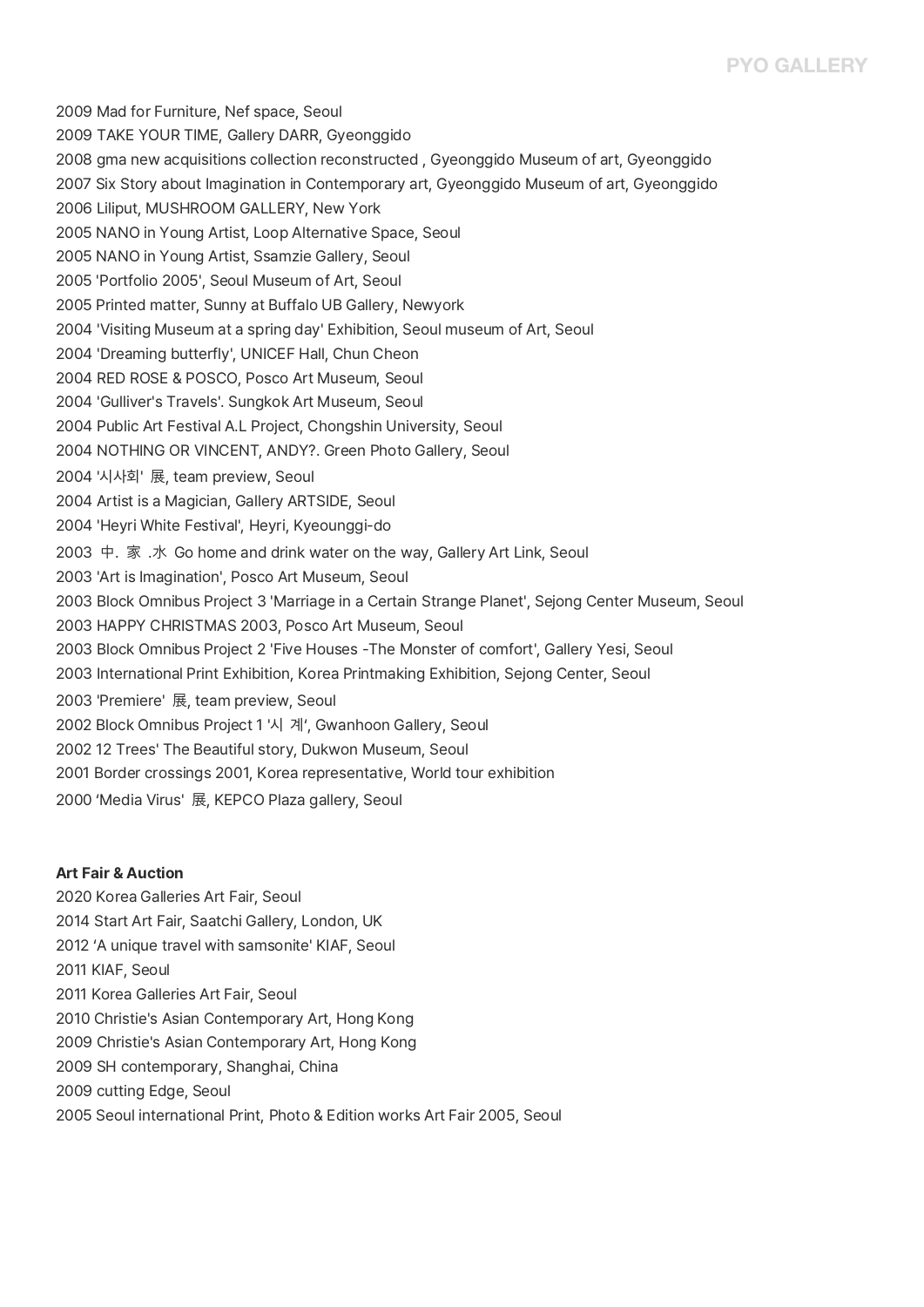2009 Mad for Furniture, Nef space, Seoul
2009 TAKE YOUR TIME, Gallery DARR, Gyeonggido
2008 gma new acquisitions collection reconstructed , Gyeonggido Museum of art, Gyeonggido
2007 Six Story about Imagination in Contemporary art, Gyeonggido Museum of art, Gyeonggido
2006 Liliput, MUSHROOM GALLERY, New York
2005 NANO in Young Artist, Loop Alternative Space, Seoul
2005 NANO in Young Artist, Ssamzie Gallery, Seoul
2005 'Portfolio 2005', Seoul Museum of Art, Seoul
2005 Printed matter, Sunny at Buffalo UB Gallery, Newyork
2004 'Visiting Museum at a spring day' Exhibition, Seoul museum of Art, Seoul
2004 'Dreaming butterfly', UNICEF Hall, Chun Cheon
2004 RED ROSE & POSCO, Posco Art Museum, Seoul
2004 'Gulliver's Travels'. Sungkok Art Museum, Seoul
2004 Public Art Festival A.L Project, Chongshin University, Seoul
2004 NOTHING OR VINCENT, ANDY?. Green Photo Gallery, Seoul
2004 '시사회' 展, team preview, Seoul
2004 Artist is a Magician, Gallery ARTSIDE, Seoul
2004 'Heyri White Festival', Heyri, Kyeounggi-do
2003 中. 家 .水 Go home and drink water on the way, Gallery Art Link, Seoul
2003 'Art is Imagination', Posco Art Museum, Seoul
2003 Block Omnibus Project 3 'Marriage in a Certain Strange Planet', Sejong Center Museum, Seoul
2003 HAPPY CHRISTMAS 2003, Posco Art Museum, Seoul
2003 Block Omnibus Project 2 'Five Houses -The Monster of comfort', Gallery Yesi, Seoul
2003 International Print Exhibition, Korea Printmaking Exhibition, Sejong Center, Seoul
2003 'Premiere' 展, team preview, Seoul
2002 Block Omnibus Project 1 '시 계', Gwanhoon Gallery, Seoul
2002 12 Trees' The Beautiful story, Dukwon Museum, Seoul
2001 Border crossings 2001, Korea representative, World tour exhibition
2000 'Media Virus' 展, KEPCO Plaza gallery, Seoul

**Art Fair & Auction**

2020 Korea Galleries Art Fair, Seoul
2014 Start Art Fair, Saatchi Gallery, London, UK
2012 'A unique travel with samsonite' KIAF, Seoul
2011 KIAF, Seoul
2011 Korea Galleries Art Fair, Seoul
2010 Christie's Asian Contemporary Art, Hong Kong
2009 Christie's Asian Contemporary Art, Hong Kong
2009 SH contemporary, Shanghai, China
2009 cutting Edge, Seoul
2005 Seoul international Print, Photo & Edition works Art Fair 2005, Seoul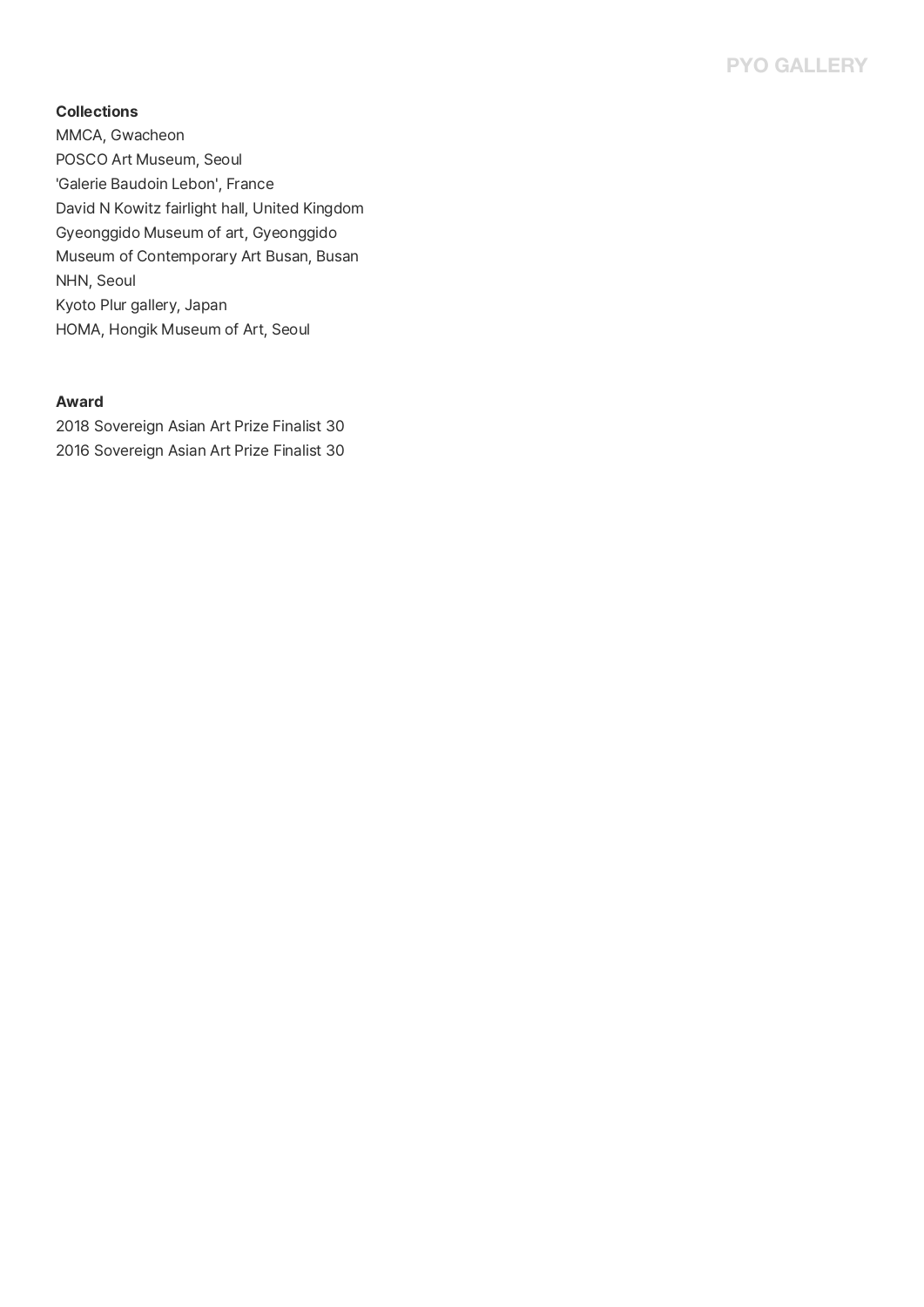**Collections**

MMCA, Gwacheon
POSCO Art Museum, Seoul
'Galerie Baudoin Lebon', France
David N Kowitz fairlight hall, United Kingdom
Gyeonggido Museum of art, Gyeonggido
Museum of Contemporary Art Busan, Busan
NHN, Seoul
Kyoto Plur gallery, Japan
HOMA, Hongik Museum of Art, Seoul

**Award**

2018 Sovereign Asian Art Prize Finalist 30
2016 Sovereign Asian Art Prize Finalist 30